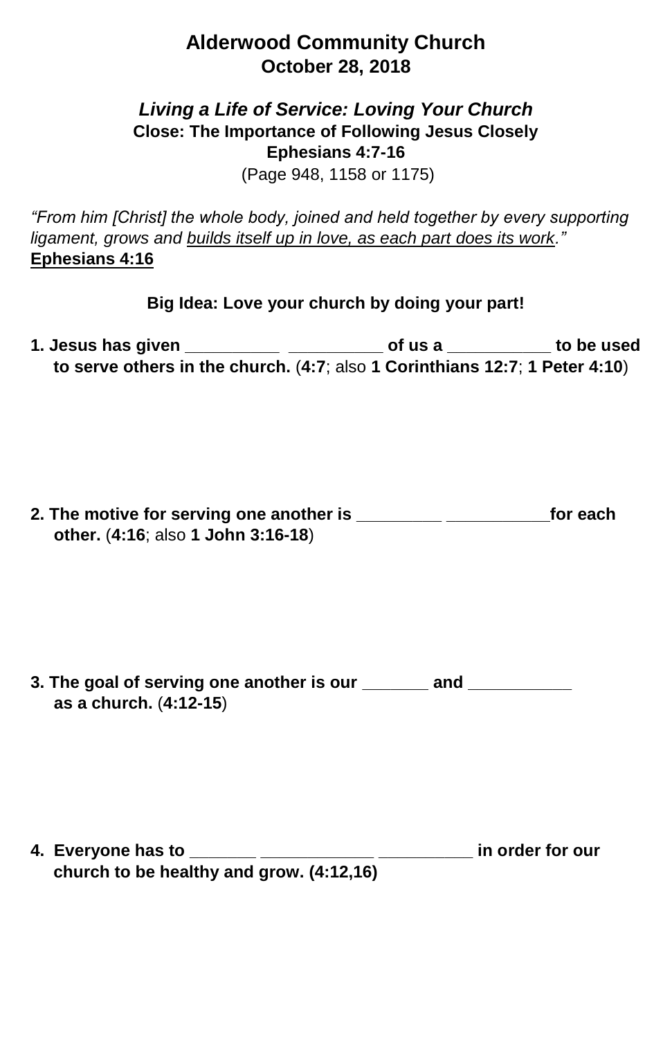# Alderwood Community Church
## October 28, 2018

### *Living a Life of Service: Loving Your Church*
**Close: The Importance of Following Jesus Closely**
**Ephesians 4:7-16**
(Page 948, 1158 or 1175)

*"From him [Christ] the whole body, joined and held together by every supporting ligament, grows and <u>builds itself up in love, as each part does its work</u>."*
**<u>Ephesians 4:16</u>**

**Big Idea: Love your church by doing your part!**

**1. Jesus has given __________ __________ of us a ___________ to be used to serve others in the church.** (**4:7**; also **1 Corinthians 12:7**; **1 Peter 4:10**)

**2. The motive for serving one another is _________ ___________for each other.** (**4:16**; also **1 John 3:16-18**)

**3. The goal of serving one another is our _______ and ___________ as a church.** (**4:12-15**)

**4. Everyone has to _______ ____________ __________ in order for our church to be healthy and grow. (4:12,16)**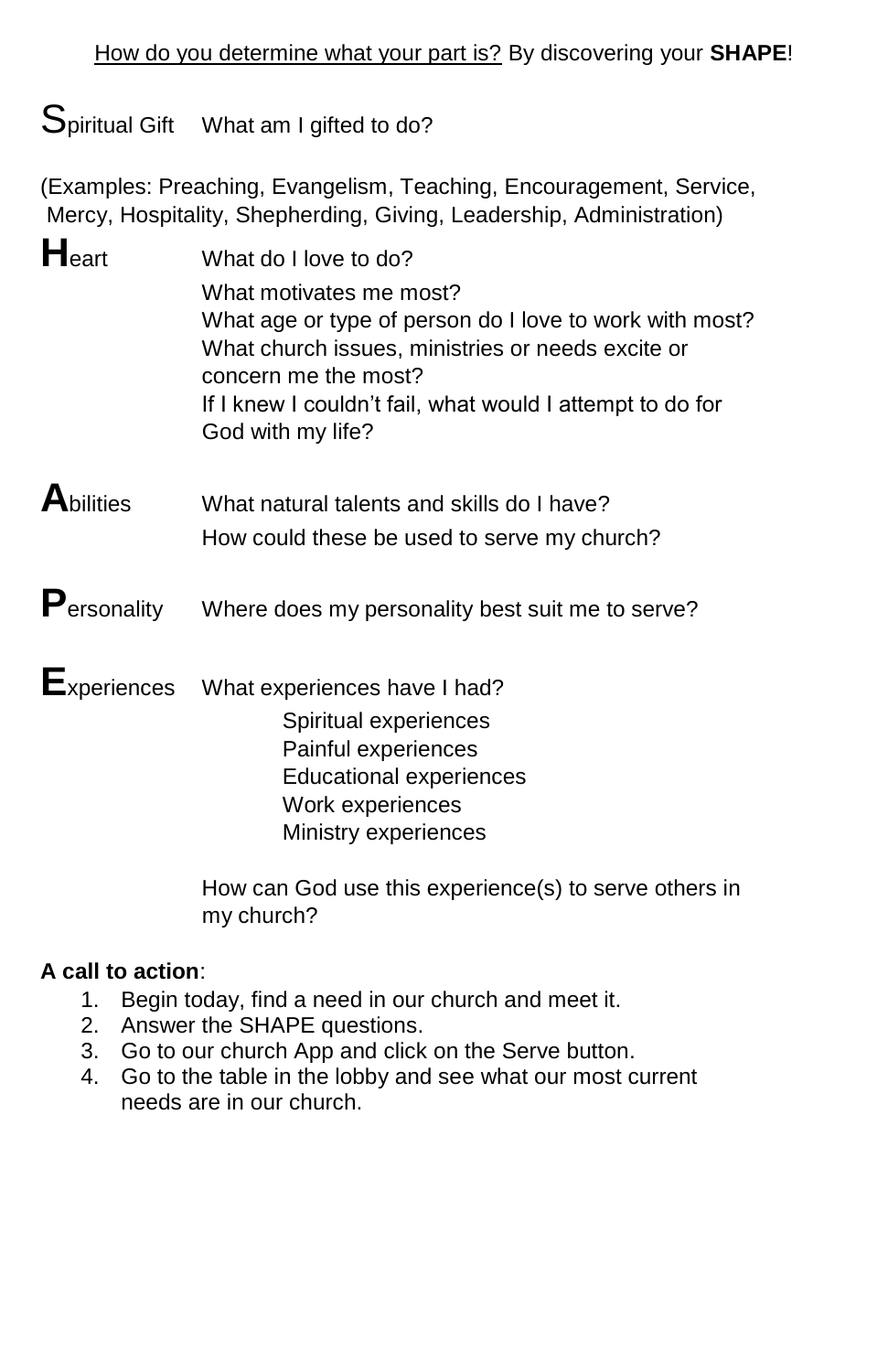How do you determine what your part is? By discovering your **SHAPE**!

**S**piritual Gift — What am I gifted to do?

(Examples: Preaching, Evangelism, Teaching, Encouragement, Service, Mercy, Hospitality, Shepherding, Giving, Leadership, Administration)

**H**eart — What do I love to do?
What motivates me most?
What age or type of person do I love to work with most?
What church issues, ministries or needs excite or concern me the most?
If I knew I couldn't fail, what would I attempt to do for God with my life?

**A**bilities — What natural talents and skills do I have?
How could these be used to serve my church?

**P**ersonality — Where does my personality best suit me to serve?

**E**xperiences — What experiences have I had?

- Spiritual experiences
- Painful experiences
- Educational experiences
- Work experiences
- Ministry experiences

How can God use this experience(s) to serve others in my church?

**A call to action**:

1. Begin today, find a need in our church and meet it.
2. Answer the SHAPE questions.
3. Go to our church App and click on the Serve button.
4. Go to the table in the lobby and see what our most current needs are in our church.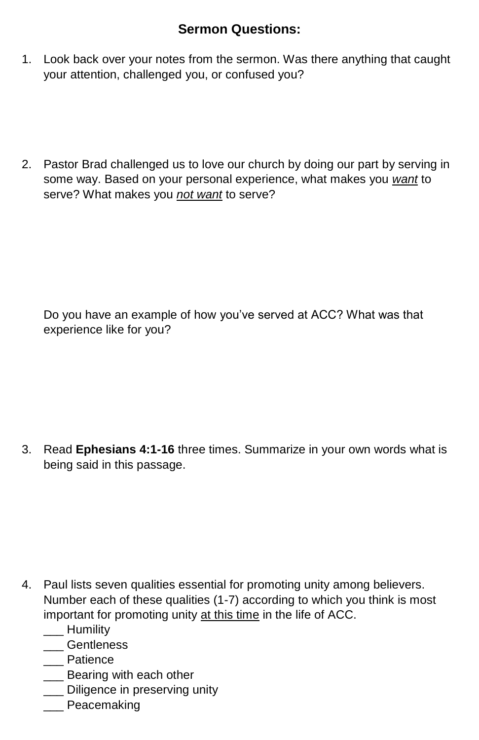## Sermon Questions:

1. Look back over your notes from the sermon. Was there anything that caught your attention, challenged you, or confused you?

2. Pastor Brad challenged us to love our church by doing our part by serving in some way. Based on your personal experience, what makes you *want* to serve? What makes you *not want* to serve?

   Do you have an example of how you've served at ACC? What was that experience like for you?

3. Read **Ephesians 4:1-16** three times. Summarize in your own words what is being said in this passage.

4. Paul lists seven qualities essential for promoting unity among believers. Number each of these qualities (1-7) according to which you think is most important for promoting unity at this time in the life of ACC.

   ___ Humility
   ___ Gentleness
   ___ Patience
   ___ Bearing with each other
   ___ Diligence in preserving unity
   ___ Peacemaking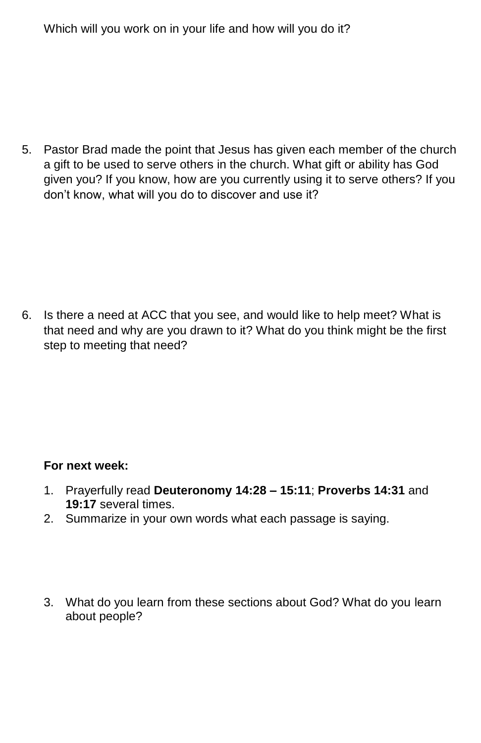Which will you work on in your life and how will you do it?

5. Pastor Brad made the point that Jesus has given each member of the church a gift to be used to serve others in the church. What gift or ability has God given you? If you know, how are you currently using it to serve others? If you don't know, what will you do to discover and use it?

6. Is there a need at ACC that you see, and would like to help meet? What is that need and why are you drawn to it? What do you think might be the first step to meeting that need?

**For next week:**

1. Prayerfully read **Deuteronomy 14:28 – 15:11**; **Proverbs 14:31** and **19:17** several times.
2. Summarize in your own words what each passage is saying.

3. What do you learn from these sections about God? What do you learn about people?